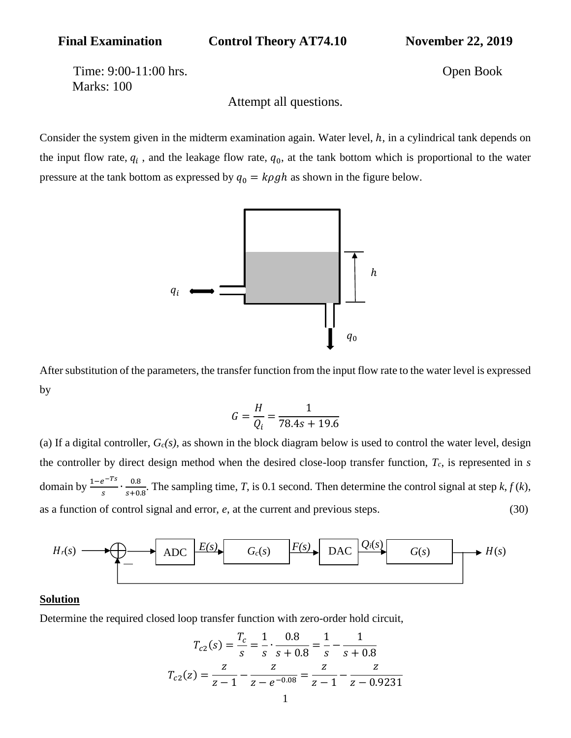**Final Examination** **Control Theory AT74.10** **November 22, 2019**

Time: 9:00-11:00 hrs. Open Book

Marks: 100

Attempt all questions.

Consider the system given in the midterm examination again. Water level, $h$, in a cylindrical tank depends on the input flow rate, $q_i$ , and the leakage flow rate, $q_0$, at the tank bottom which is proportional to the water pressure at the tank bottom as expressed by $q_0 = k\rho g h$ as shown in the figure below.

After substitution of the parameters, the transfer function from the input flow rate to the water level is expressed by

$$G = \frac{H}{Q_i} = \frac{1}{78.4s + 19.6}$$

(a) If a digital controller, $G_c(s)$, as shown in the block diagram below is used to control the water level, design the controller by direct design method when the desired close-loop transfer function, $T_c$, is represented in $s$ domain by $\frac{1-e^{-Ts}}{s} \cdot \frac{0.8}{s+0.8}$. The sampling time, $T$, is 0.1 second. Then determine the control signal at step $k$, $f(k)$, as a function of control signal and error, $e$, at the current and previous steps. (30)

**Solution**

Determine the required closed loop transfer function with zero-order hold circuit,

$$T_{c2}(s) = \frac{T_c}{s} = \frac{1}{s} \cdot \frac{0.8}{s+0.8} = \frac{1}{s} - \frac{1}{s+0.8}$$

$$T_{c2}(z) = \frac{z}{z-1} - \frac{z}{z-e^{-0.08}} = \frac{z}{z-1} - \frac{z}{z-0.9231}$$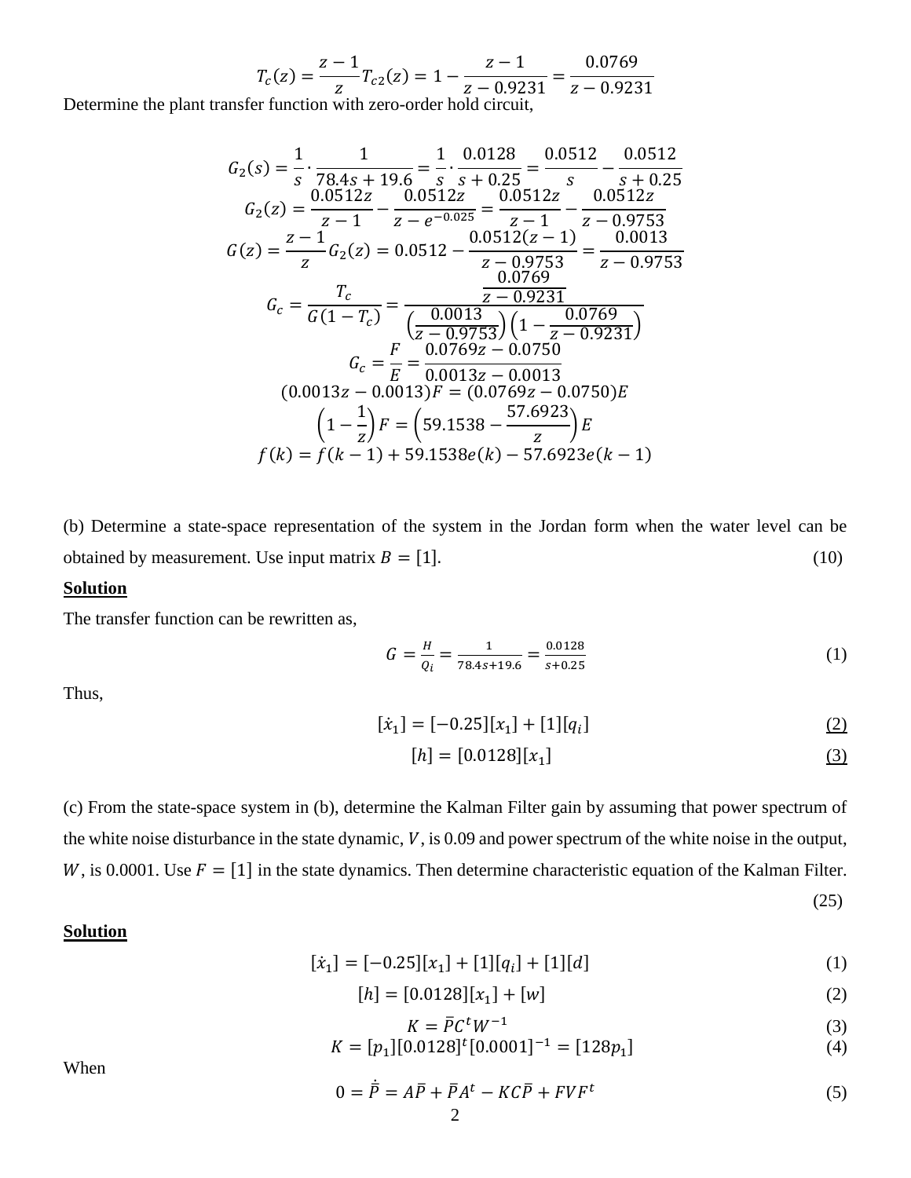$$T_c(z) = \frac{z-1}{z}T_{c2}(z) = 1 - \frac{z-1}{z-0.9231} = \frac{0.0769}{z-0.9231}$$

Determine the plant transfer function with zero-order hold circuit,

$$G_2(s) = \frac{1}{s}\cdot\frac{1}{78.4s+19.6} = \frac{1}{s}\cdot\frac{0.0128}{s+0.25} = \frac{0.0512}{s} - \frac{0.0512}{s+0.25}$$

$$G_2(z) = \frac{0.0512z}{z-1} - \frac{0.0512z}{z-e^{-0.025}} = \frac{0.0512z}{z-1} - \frac{0.0512z}{z-0.9753}$$

$$G(z) = \frac{z-1}{z}G_2(z) = 0.0512 - \frac{0.0512(z-1)}{z-0.9753} = \frac{0.0013}{z-0.9753}$$

$$G_c = \frac{T_c}{G(1-T_c)} = \frac{\frac{0.0769}{z-0.9231}}{\left(\frac{0.0013}{z-0.9753}\right)\left(1-\frac{0.0769}{z-0.9231}\right)}$$

$$G_c = \frac{F}{E} = \frac{0.0769z - 0.0750}{0.0013z - 0.0013}$$

$$(0.0013z - 0.0013)F = (0.0769z - 0.0750)E$$

$$\left(1-\frac{1}{z}\right)F = \left(59.1538 - \frac{57.6923}{z}\right)E$$

$$f(k) = f(k-1) + 59.1538e(k) - 57.6923e(k-1)$$

(b) Determine a state-space representation of the system in the Jordan form when the water level can be obtained by measurement. Use input matrix $B = [1]$. (10)

**Solution**

The transfer function can be rewritten as,

$$G = \frac{H}{Q_i} = \frac{1}{78.4s+19.6} = \frac{0.0128}{s+0.25} \tag{1}$$

Thus,

$$[\dot{x}_1] = [-0.25][x_1] + [1][q_i] \tag{2}$$

$$[h] = [0.0128][x_1] \tag{3}$$

(c) From the state-space system in (b), determine the Kalman Filter gain by assuming that power spectrum of the white noise disturbance in the state dynamic, $V$, is 0.09 and power spectrum of the white noise in the output, $W$, is 0.0001. Use $F = [1]$ in the state dynamics. Then determine characteristic equation of the Kalman Filter. (25)

**Solution**

$$[\dot{x}_1] = [-0.25][x_1] + [1][q_i] + [1][d] \tag{1}$$

$$[h] = [0.0128][x_1] + [w] \tag{2}$$

$$K = \bar{P}C^tW^{-1} \tag{3}$$

$$K = [p_1][0.0128]^t[0.0001]^{-1} = [128p_1] \tag{4}$$

When

$$0 = \dot{\bar{P}} = A\bar{P} + \bar{P}A^t - KC\bar{P} + FVF^t \tag{5}$$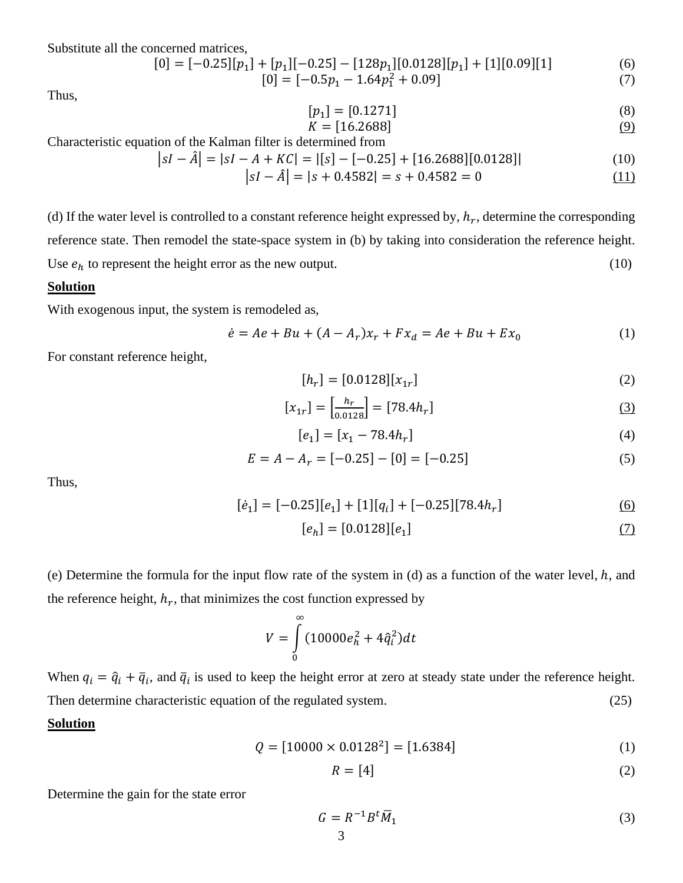Substitute all the concerned matrices,

$$[0] = [-0.25][p_1] + [p_1][-0.25] - [128p_1][0.0128][p_1] + [1][0.09][1] \quad (6)$$

$$[0] = [-0.5p_1 - 1.64p_1^2 + 0.09] \quad (7)$$

Thus,

$$[p_1] = [0.1271] \quad (8)$$

$$K = [16.2688] \quad \underline{(9)}$$

Characteristic equation of the Kalman filter is determined from

$$|sI - \hat{A}| = |sI - A + KC| = |[s] - [-0.25] + [16.2688][0.0128]| \quad (10)$$

$$|sI - \hat{A}| = |s + 0.4582| = s + 0.4582 = 0 \quad \underline{(11)}$$

(d) If the water level is controlled to a constant reference height expressed by, $h_r$, determine the corresponding reference state. Then remodel the state-space system in (b) by taking into consideration the reference height. Use $e_h$ to represent the height error as the new output. (10)

**Solution**

With exogenous input, the system is remodeled as,

$$\dot{e} = Ae + Bu + (A - A_r)x_r + Fx_d = Ae + Bu + Ex_0 \quad (1)$$

For constant reference height,

$$[h_r] = [0.0128][x_{1r}] \quad (2)$$

$$[x_{1r}] = \left[\frac{h_r}{0.0128}\right] = [78.4h_r] \quad \underline{(3)}$$

$$[e_1] = [x_1 - 78.4h_r] \quad (4)$$

$$E = A - A_r = [-0.25] - [0] = [-0.25] \quad (5)$$

Thus,

$$[\dot{e}_1] = [-0.25][e_1] + [1][q_i] + [-0.25][78.4h_r] \quad \underline{(6)}$$

$$[e_h] = [0.0128][e_1] \quad \underline{(7)}$$

(e) Determine the formula for the input flow rate of the system in (d) as a function of the water level, $h$, and the reference height, $h_r$, that minimizes the cost function expressed by

$$V = \int_0^\infty (10000e_h^2 + 4\hat{q}_i^2)dt$$

When $q_i = \hat{q}_i + \bar{q}_i$, and $\bar{q}_i$ is used to keep the height error at zero at steady state under the reference height. Then determine characteristic equation of the regulated system. (25)

**Solution**

$$Q = [10000 \times 0.0128^2] = [1.6384] \quad (1)$$

$$R = [4] \quad (2)$$

Determine the gain for the state error

$$G = R^{-1}B^t\bar{M}_1 \quad (3)$$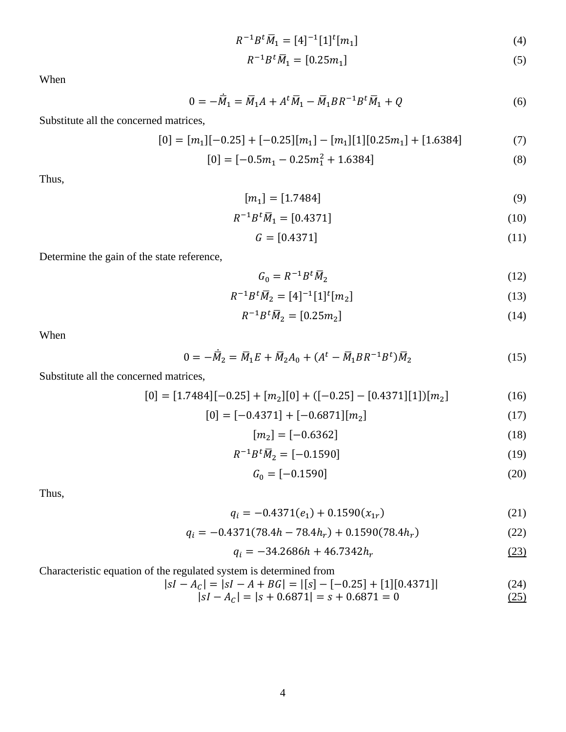$$R^{-1}B^t\bar{M}_1 = [4]^{-1}[1]^t[m_1] \tag{4}$$

$$R^{-1}B^t\bar{M}_1 = [0.25m_1] \tag{5}$$

When

$$0 = -\dot{\bar{M}}_1 = \bar{M}_1 A + A^t\bar{M}_1 - \bar{M}_1 B R^{-1} B^t \bar{M}_1 + Q \tag{6}$$

Substitute all the concerned matrices,

$$[0] = [m_1][-0.25] + [-0.25][m_1] - [m_1][1][0.25m_1] + [1.6384] \tag{7}$$

$$[0] = [-0.5m_1 - 0.25m_1^2 + 1.6384] \tag{8}$$

Thus,

$$[m_1] = [1.7484] \tag{9}$$

$$R^{-1}B^t\bar{M}_1 = [0.4371] \tag{10}$$

$$G = [0.4371] \tag{11}$$

Determine the gain of the state reference,

$$G_0 = R^{-1}B^t\bar{M}_2 \tag{12}$$

$$R^{-1}B^t\bar{M}_2 = [4]^{-1}[1]^t[m_2] \tag{13}$$

$$R^{-1}B^t\bar{M}_2 = [0.25m_2] \tag{14}$$

When

$$0 = -\dot{\bar{M}}_2 = \bar{M}_1 E + \bar{M}_2 A_0 + (A^t - \bar{M}_1 B R^{-1} B^t)\bar{M}_2 \tag{15}$$

Substitute all the concerned matrices,

$$[0] = [1.7484][-0.25] + [m_2][0] + ([-0.25] - [0.4371][1])[m_2] \tag{16}$$

$$[0] = [-0.4371] + [-0.6871][m_2] \tag{17}$$

$$[m_2] = [-0.6362] \tag{18}$$

$$R^{-1}B^t\bar{M}_2 = [-0.1590] \tag{19}$$

$$G_0 = [-0.1590] \tag{20}$$

Thus,

$$q_i = -0.4371(e_1) + 0.1590(x_{1r}) \tag{21}$$

$$q_i = -0.4371(78.4h - 78.4h_r) + 0.1590(78.4h_r) \tag{22}$$

$$q_i = -34.2686h + 46.7342h_r \tag{23}$$

Characteristic equation of the regulated system is determined from

$$|sI - A_C| = |sI - A + BG| = |[s] - [-0.25] + [1][0.4371]| \tag{24}$$

$$|sI - A_C| = |s + 0.6871| = s + 0.6871 = 0 \tag{25}$$